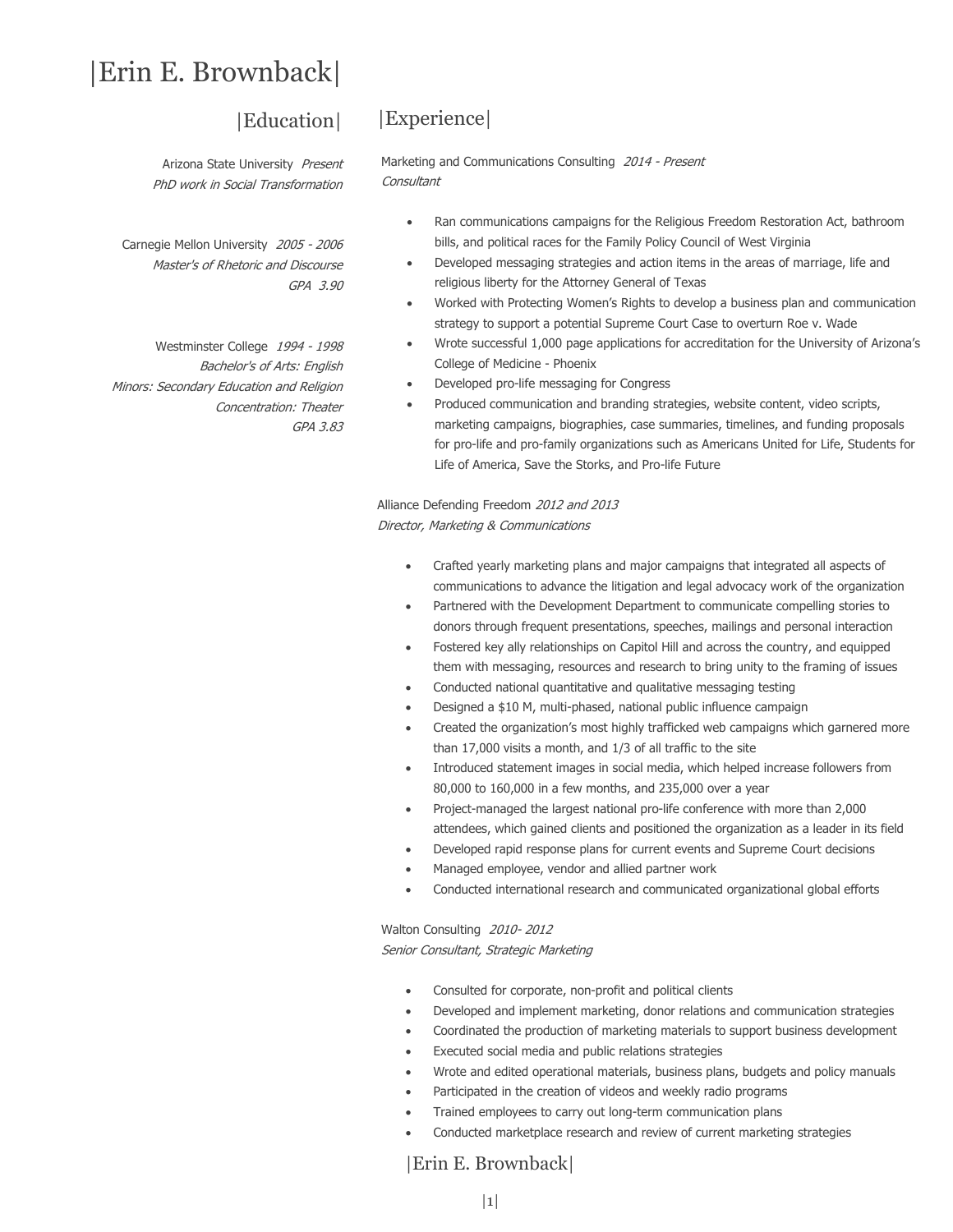# |Erin E. Brownback|

## |Education|

Arizona State University *Present*
*PhD work in Social Transformation*

Carnegie Mellon University *2005 - 2006*
*Master's of Rhetoric and Discourse*
*GPA 3.90*

Westminster College *1994 - 1998*
*Bachelor's of Arts: English*
*Minors: Secondary Education and Religion*
*Concentration: Theater*
*GPA 3.83*

## |Experience|

Marketing and Communications Consulting *2014 - Present*
*Consultant*

- Ran communications campaigns for the Religious Freedom Restoration Act, bathroom bills, and political races for the Family Policy Council of West Virginia
- Developed messaging strategies and action items in the areas of marriage, life and religious liberty for the Attorney General of Texas
- Worked with Protecting Women's Rights to develop a business plan and communication strategy to support a potential Supreme Court Case to overturn Roe v. Wade
- Wrote successful 1,000 page applications for accreditation for the University of Arizona's College of Medicine - Phoenix
- Developed pro-life messaging for Congress
- Produced communication and branding strategies, website content, video scripts, marketing campaigns, biographies, case summaries, timelines, and funding proposals for pro-life and pro-family organizations such as Americans United for Life, Students for Life of America, Save the Storks, and Pro-life Future

Alliance Defending Freedom *2012 and 2013*
*Director, Marketing & Communications*

- Crafted yearly marketing plans and major campaigns that integrated all aspects of communications to advance the litigation and legal advocacy work of the organization
- Partnered with the Development Department to communicate compelling stories to donors through frequent presentations, speeches, mailings and personal interaction
- Fostered key ally relationships on Capitol Hill and across the country, and equipped them with messaging, resources and research to bring unity to the framing of issues
- Conducted national quantitative and qualitative messaging testing
- Designed a $10 M, multi-phased, national public influence campaign
- Created the organization's most highly trafficked web campaigns which garnered more than 17,000 visits a month, and 1/3 of all traffic to the site
- Introduced statement images in social media, which helped increase followers from 80,000 to 160,000 in a few months, and 235,000 over a year
- Project-managed the largest national pro-life conference with more than 2,000 attendees, which gained clients and positioned the organization as a leader in its field
- Developed rapid response plans for current events and Supreme Court decisions
- Managed employee, vendor and allied partner work
- Conducted international research and communicated organizational global efforts

Walton Consulting *2010- 2012*
*Senior Consultant, Strategic Marketing*

- Consulted for corporate, non-profit and political clients
- Developed and implement marketing, donor relations and communication strategies
- Coordinated the production of marketing materials to support business development
- Executed social media and public relations strategies
- Wrote and edited operational materials, business plans, budgets and policy manuals
- Participated in the creation of videos and weekly radio programs
- Trained employees to carry out long-term communication plans
- Conducted marketplace research and review of current marketing strategies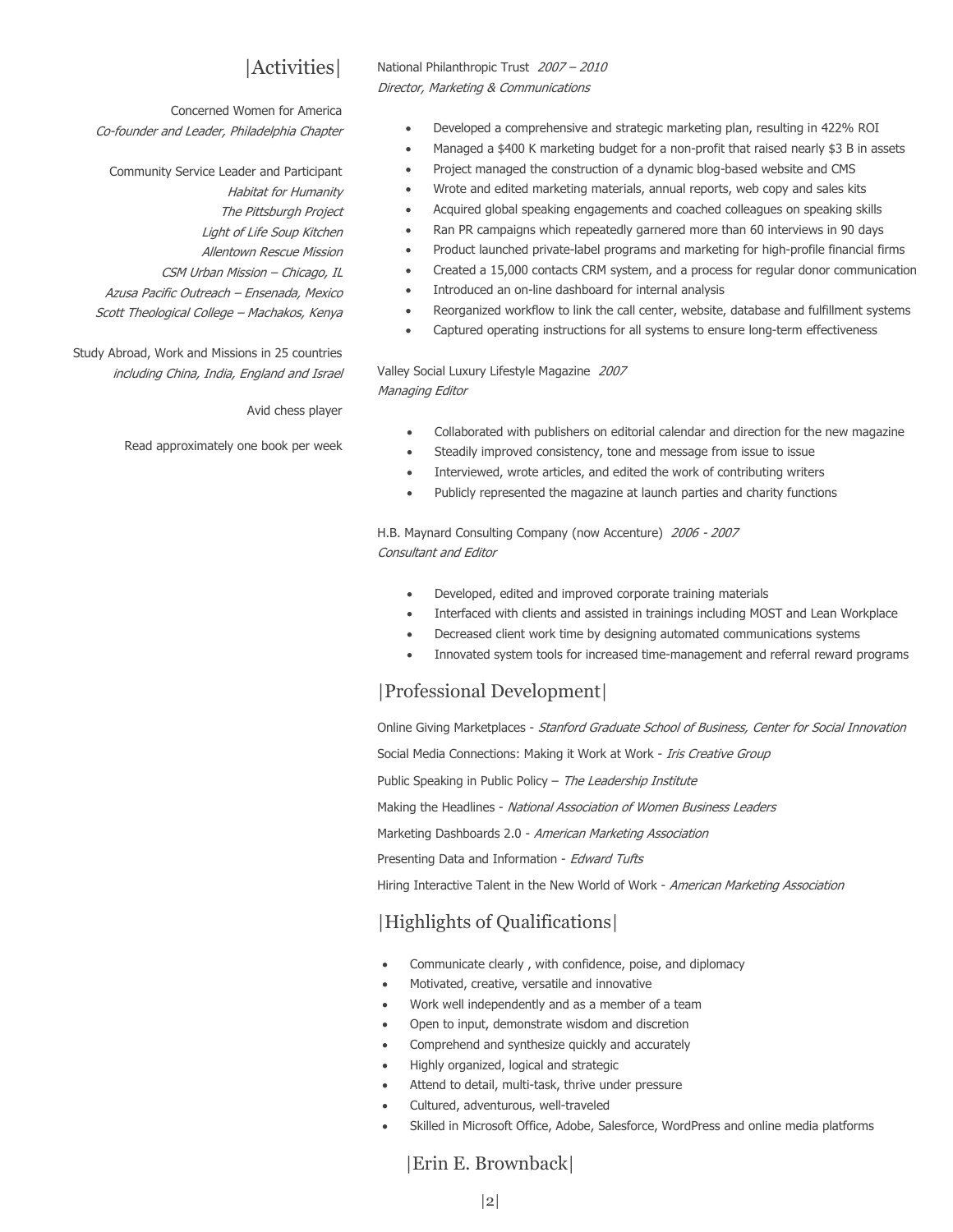## |Activities|

Concerned Women for America
*Co-founder and Leader, Philadelphia Chapter*

Community Service Leader and Participant
*Habitat for Humanity*
*The Pittsburgh Project*
*Light of Life Soup Kitchen*
*Allentown Rescue Mission*
*CSM Urban Mission – Chicago, IL*
*Azusa Pacific Outreach – Ensenada, Mexico*
*Scott Theological College – Machakos, Kenya*

Study Abroad, Work and Missions in 25 countries
*including China, India, England and Israel*

Avid chess player

Read approximately one book per week

National Philanthropic Trust *2007 – 2010*
*Director, Marketing & Communications*

- Developed a comprehensive and strategic marketing plan, resulting in 422% ROI
- Managed a $400 K marketing budget for a non-profit that raised nearly $3 B in assets
- Project managed the construction of a dynamic blog-based website and CMS
- Wrote and edited marketing materials, annual reports, web copy and sales kits
- Acquired global speaking engagements and coached colleagues on speaking skills
- Ran PR campaigns which repeatedly garnered more than 60 interviews in 90 days
- Product launched private-label programs and marketing for high-profile financial firms
- Created a 15,000 contacts CRM system, and a process for regular donor communication
- Introduced an on-line dashboard for internal analysis
- Reorganized workflow to link the call center, website, database and fulfillment systems
- Captured operating instructions for all systems to ensure long-term effectiveness

Valley Social Luxury Lifestyle Magazine *2007*
*Managing Editor*

- Collaborated with publishers on editorial calendar and direction for the new magazine
- Steadily improved consistency, tone and message from issue to issue
- Interviewed, wrote articles, and edited the work of contributing writers
- Publicly represented the magazine at launch parties and charity functions

H.B. Maynard Consulting Company (now Accenture) *2006 - 2007*
*Consultant and Editor*

- Developed, edited and improved corporate training materials
- Interfaced with clients and assisted in trainings including MOST and Lean Workplace
- Decreased client work time by designing automated communications systems
- Innovated system tools for increased time-management and referral reward programs

## |Professional Development|

Online Giving Marketplaces - *Stanford Graduate School of Business, Center for Social Innovation*

Social Media Connections: Making it Work at Work - *Iris Creative Group*

Public Speaking in Public Policy – *The Leadership Institute*

Making the Headlines - *National Association of Women Business Leaders*

Marketing Dashboards 2.0 - *American Marketing Association*

Presenting Data and Information - *Edward Tufts*

Hiring Interactive Talent in the New World of Work - *American Marketing Association*

## |Highlights of Qualifications|

- Communicate clearly , with confidence, poise, and diplomacy
- Motivated, creative, versatile and innovative
- Work well independently and as a member of a team
- Open to input, demonstrate wisdom and discretion
- Comprehend and synthesize quickly and accurately
- Highly organized, logical and strategic
- Attend to detail, multi-task, thrive under pressure
- Cultured, adventurous, well-traveled
- Skilled in Microsoft Office, Adobe, Salesforce, WordPress and online media platforms

## |Erin E. Brownback|